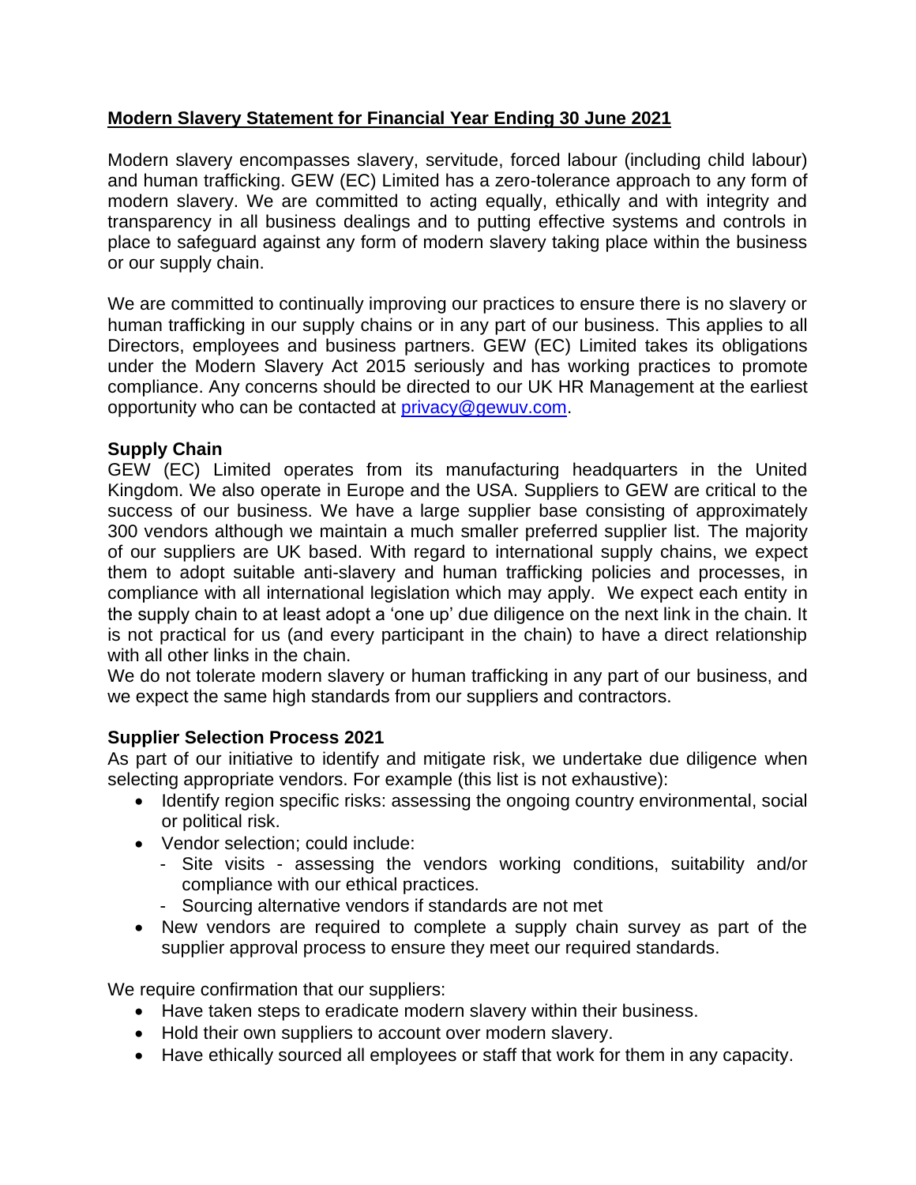# Modern Slavery Statement for Financial Year Ending 30 June 2021

Modern slavery encompasses slavery, servitude, forced labour (including child labour) and human trafficking. GEW (EC) Limited has a zero-tolerance approach to any form of modern slavery. We are committed to acting equally, ethically and with integrity and transparency in all business dealings and to putting effective systems and controls in place to safeguard against any form of modern slavery taking place within the business or our supply chain.

We are committed to continually improving our practices to ensure there is no slavery or human trafficking in our supply chains or in any part of our business. This applies to all Directors, employees and business partners. GEW (EC) Limited takes its obligations under the Modern Slavery Act 2015 seriously and has working practices to promote compliance. Any concerns should be directed to our UK HR Management at the earliest opportunity who can be contacted at privacy@gewuv.com.

## Supply Chain

GEW (EC) Limited operates from its manufacturing headquarters in the United Kingdom. We also operate in Europe and the USA. Suppliers to GEW are critical to the success of our business. We have a large supplier base consisting of approximately 300 vendors although we maintain a much smaller preferred supplier list. The majority of our suppliers are UK based. With regard to international supply chains, we expect them to adopt suitable anti-slavery and human trafficking policies and processes, in compliance with all international legislation which may apply. We expect each entity in the supply chain to at least adopt a 'one up' due diligence on the next link in the chain. It is not practical for us (and every participant in the chain) to have a direct relationship with all other links in the chain.

We do not tolerate modern slavery or human trafficking in any part of our business, and we expect the same high standards from our suppliers and contractors.

## Supplier Selection Process 2021

As part of our initiative to identify and mitigate risk, we undertake due diligence when selecting appropriate vendors. For example (this list is not exhaustive):

- Identify region specific risks: assessing the ongoing country environmental, social or political risk.
- Vendor selection; could include:
  - Site visits - assessing the vendors working conditions, suitability and/or compliance with our ethical practices.
  - Sourcing alternative vendors if standards are not met
- New vendors are required to complete a supply chain survey as part of the supplier approval process to ensure they meet our required standards.

We require confirmation that our suppliers:

- Have taken steps to eradicate modern slavery within their business.
- Hold their own suppliers to account over modern slavery.
- Have ethically sourced all employees or staff that work for them in any capacity.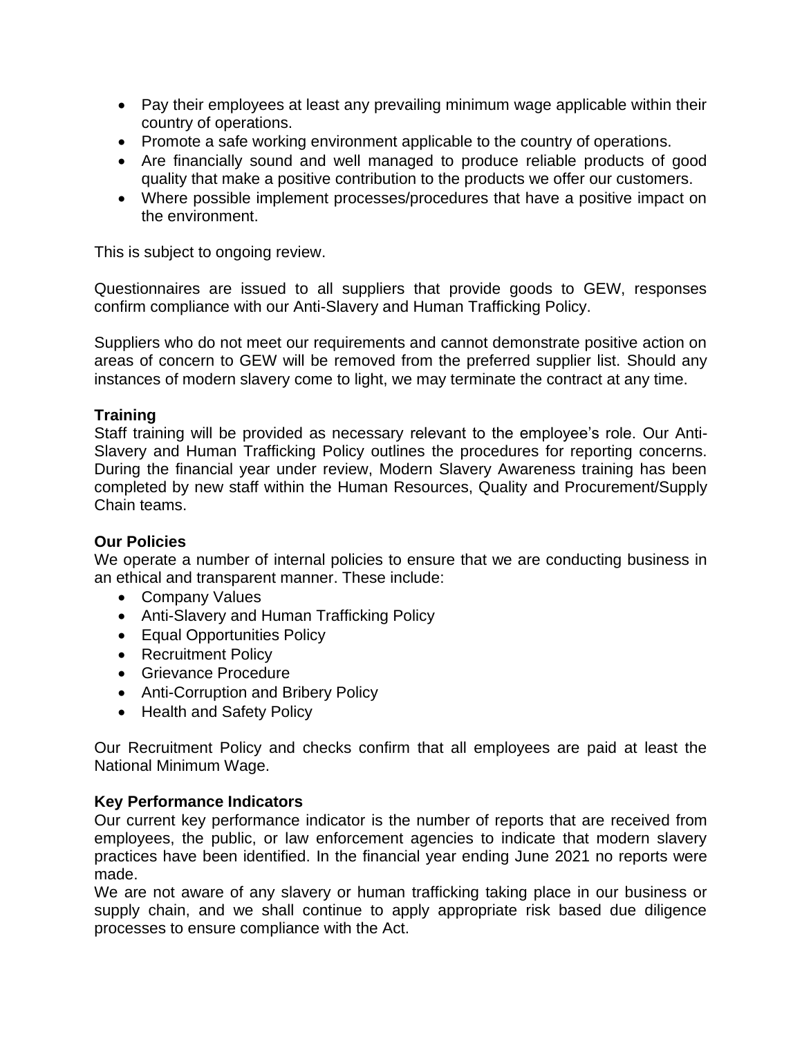- Pay their employees at least any prevailing minimum wage applicable within their country of operations.
- Promote a safe working environment applicable to the country of operations.
- Are financially sound and well managed to produce reliable products of good quality that make a positive contribution to the products we offer our customers.
- Where possible implement processes/procedures that have a positive impact on the environment.

This is subject to ongoing review.

Questionnaires are issued to all suppliers that provide goods to GEW, responses confirm compliance with our Anti-Slavery and Human Trafficking Policy.

Suppliers who do not meet our requirements and cannot demonstrate positive action on areas of concern to GEW will be removed from the preferred supplier list. Should any instances of modern slavery come to light, we may terminate the contract at any time.

**Training**

Staff training will be provided as necessary relevant to the employee's role. Our Anti-Slavery and Human Trafficking Policy outlines the procedures for reporting concerns. During the financial year under review, Modern Slavery Awareness training has been completed by new staff within the Human Resources, Quality and Procurement/Supply Chain teams.

**Our Policies**

We operate a number of internal policies to ensure that we are conducting business in an ethical and transparent manner. These include:

- Company Values
- Anti-Slavery and Human Trafficking Policy
- Equal Opportunities Policy
- Recruitment Policy
- Grievance Procedure
- Anti-Corruption and Bribery Policy
- Health and Safety Policy

Our Recruitment Policy and checks confirm that all employees are paid at least the National Minimum Wage.

**Key Performance Indicators**

Our current key performance indicator is the number of reports that are received from employees, the public, or law enforcement agencies to indicate that modern slavery practices have been identified. In the financial year ending June 2021 no reports were made.

We are not aware of any slavery or human trafficking taking place in our business or supply chain, and we shall continue to apply appropriate risk based due diligence processes to ensure compliance with the Act.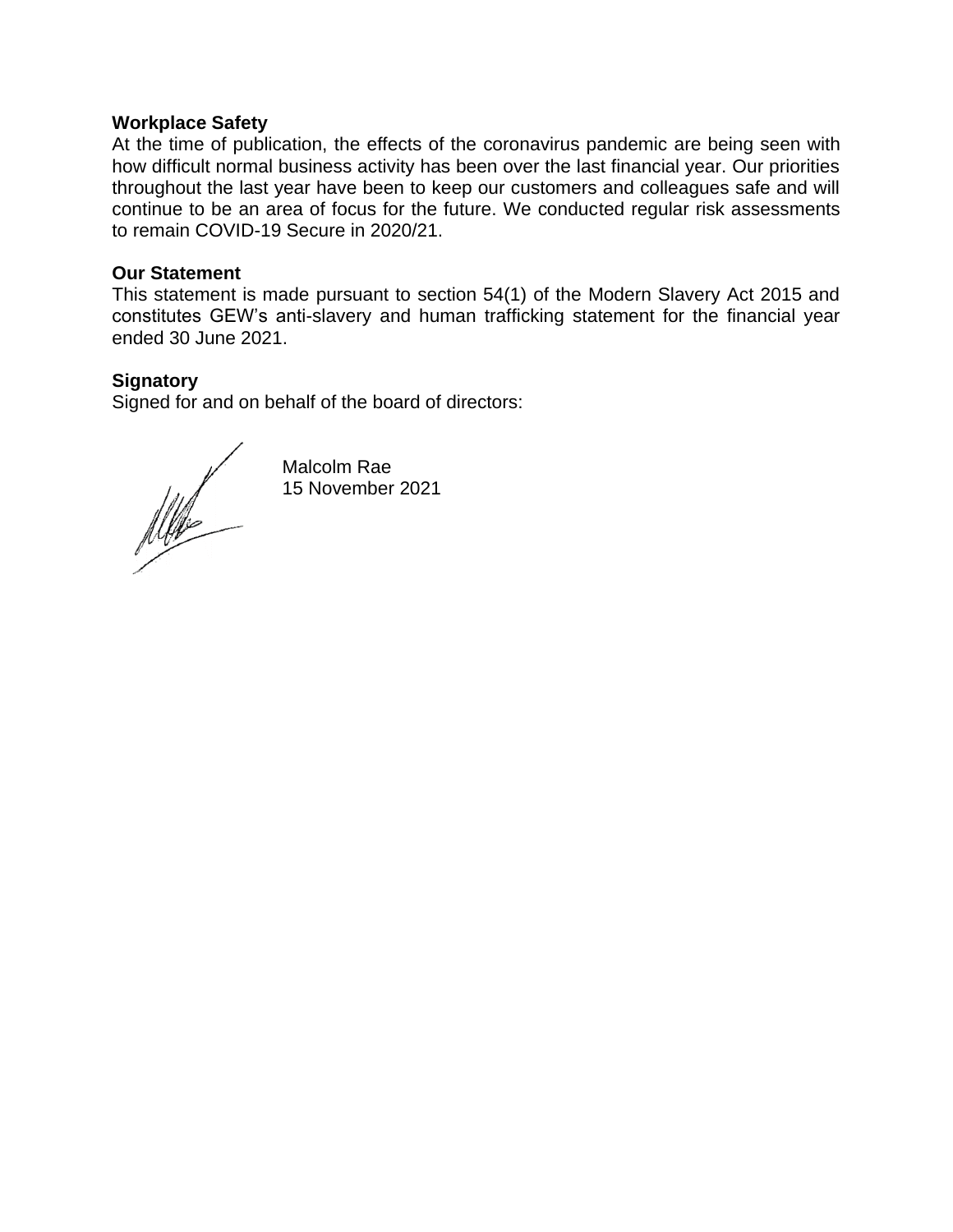**Workplace Safety**

At the time of publication, the effects of the coronavirus pandemic are being seen with how difficult normal business activity has been over the last financial year. Our priorities throughout the last year have been to keep our customers and colleagues safe and will continue to be an area of focus for the future. We conducted regular risk assessments to remain COVID-19 Secure in 2020/21.

**Our Statement**

This statement is made pursuant to section 54(1) of the Modern Slavery Act 2015 and constitutes GEW's anti-slavery and human trafficking statement for the financial year ended 30 June 2021.

**Signatory**

Signed for and on behalf of the board of directors:

Malcolm Rae
15 November 2021